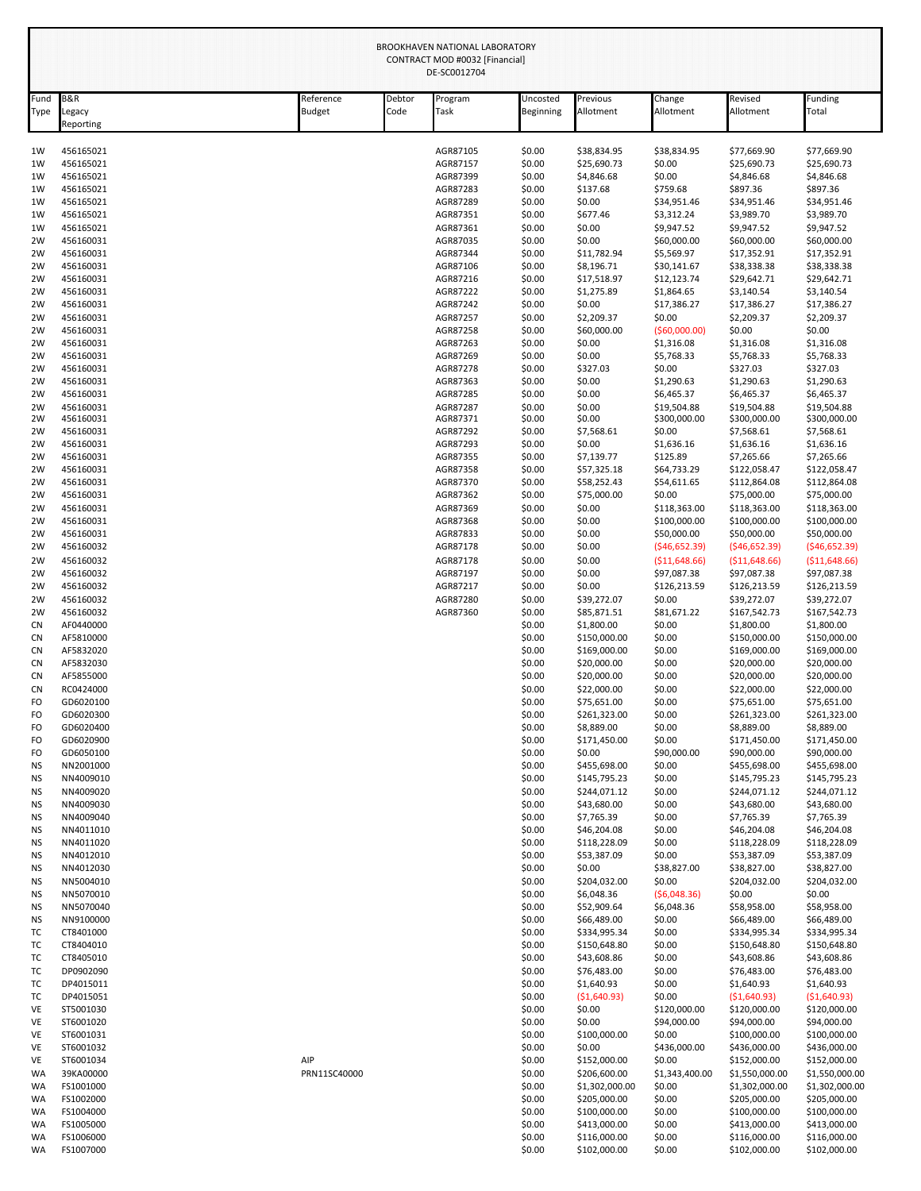BROOKHAVEN NATIONAL LABORATORY
CONTRACT MOD #0032 [Financial]
DE-SC0012704

| Fund Type | B&R Legacy Reporting | Reference Budget | Debtor Code | Program Task | Uncosted Beginning | Previous Allotment | Change Allotment | Revised Allotment | Funding Total |
|---|---|---|---|---|---|---|---|---|---|
| 1W | 456165021 | | | AGR87105 | $0.00 | $38,834.95 | $38,834.95 | $77,669.90 | $77,669.90 |
| 1W | 456165021 | | | AGR87157 | $0.00 | $25,690.73 | $0.00 | $25,690.73 | $25,690.73 |
| 1W | 456165021 | | | AGR87399 | $0.00 | $4,846.68 | $0.00 | $4,846.68 | $4,846.68 |
| 1W | 456165021 | | | AGR87283 | $0.00 | $137.68 | $759.68 | $897.36 | $897.36 |
| 1W | 456165021 | | | AGR87289 | $0.00 | $0.00 | $34,951.46 | $34,951.46 | $34,951.46 |
| 1W | 456165021 | | | AGR87351 | $0.00 | $677.46 | $3,312.24 | $3,989.70 | $3,989.70 |
| 1W | 456165021 | | | AGR87361 | $0.00 | $0.00 | $9,947.52 | $9,947.52 | $9,947.52 |
| 2W | 456160031 | | | AGR87035 | $0.00 | $0.00 | $60,000.00 | $60,000.00 | $60,000.00 |
| 2W | 456160031 | | | AGR87344 | $0.00 | $11,782.94 | $5,569.97 | $17,352.91 | $17,352.91 |
| 2W | 456160031 | | | AGR87106 | $0.00 | $8,196.71 | $30,141.67 | $38,338.38 | $38,338.38 |
| 2W | 456160031 | | | AGR87216 | $0.00 | $17,518.97 | $12,123.74 | $29,642.71 | $29,642.71 |
| 2W | 456160031 | | | AGR87222 | $0.00 | $1,275.89 | $1,864.65 | $3,140.54 | $3,140.54 |
| 2W | 456160031 | | | AGR87242 | $0.00 | $0.00 | $17,386.27 | $17,386.27 | $17,386.27 |
| 2W | 456160031 | | | AGR87257 | $0.00 | $2,209.37 | $0.00 | $2,209.37 | $2,209.37 |
| 2W | 456160031 | | | AGR87258 | $0.00 | $60,000.00 | ($60,000.00) | $0.00 | $0.00 |
| 2W | 456160031 | | | AGR87263 | $0.00 | $0.00 | $1,316.08 | $1,316.08 | $1,316.08 |
| 2W | 456160031 | | | AGR87269 | $0.00 | $0.00 | $5,768.33 | $5,768.33 | $5,768.33 |
| 2W | 456160031 | | | AGR87278 | $0.00 | $327.03 | $0.00 | $327.03 | $327.03 |
| 2W | 456160031 | | | AGR87363 | $0.00 | $0.00 | $1,290.63 | $1,290.63 | $1,290.63 |
| 2W | 456160031 | | | AGR87285 | $0.00 | $0.00 | $6,465.37 | $6,465.37 | $6,465.37 |
| 2W | 456160031 | | | AGR87287 | $0.00 | $0.00 | $19,504.88 | $19,504.88 | $19,504.88 |
| 2W | 456160031 | | | AGR87371 | $0.00 | $0.00 | $300,000.00 | $300,000.00 | $300,000.00 |
| 2W | 456160031 | | | AGR87292 | $0.00 | $7,568.61 | $0.00 | $7,568.61 | $7,568.61 |
| 2W | 456160031 | | | AGR87293 | $0.00 | $0.00 | $1,636.16 | $1,636.16 | $1,636.16 |
| 2W | 456160031 | | | AGR87355 | $0.00 | $7,139.77 | $125.89 | $7,265.66 | $7,265.66 |
| 2W | 456160031 | | | AGR87358 | $0.00 | $57,325.18 | $64,733.29 | $122,058.47 | $122,058.47 |
| 2W | 456160031 | | | AGR87370 | $0.00 | $58,252.43 | $54,611.65 | $112,864.08 | $112,864.08 |
| 2W | 456160031 | | | AGR87362 | $0.00 | $75,000.00 | $0.00 | $75,000.00 | $75,000.00 |
| 2W | 456160031 | | | AGR87369 | $0.00 | $0.00 | $118,363.00 | $118,363.00 | $118,363.00 |
| 2W | 456160031 | | | AGR87368 | $0.00 | $0.00 | $100,000.00 | $100,000.00 | $100,000.00 |
| 2W | 456160031 | | | AGR87833 | $0.00 | $0.00 | $50,000.00 | $50,000.00 | $50,000.00 |
| 2W | 456160032 | | | AGR87178 | $0.00 | $0.00 | ($46,652.39) | ($46,652.39) | ($46,652.39) |
| 2W | 456160032 | | | AGR87178 | $0.00 | $0.00 | ($11,648.66) | ($11,648.66) | ($11,648.66) |
| 2W | 456160032 | | | AGR87197 | $0.00 | $0.00 | $97,087.38 | $97,087.38 | $97,087.38 |
| 2W | 456160032 | | | AGR87217 | $0.00 | $0.00 | $126,213.59 | $126,213.59 | $126,213.59 |
| 2W | 456160032 | | | AGR87280 | $0.00 | $39,272.07 | $0.00 | $39,272.07 | $39,272.07 |
| 2W | 456160032 | | | AGR87360 | $0.00 | $85,871.51 | $81,671.22 | $167,542.73 | $167,542.73 |
| CN | AF0440000 | | | | $0.00 | $1,800.00 | $0.00 | $1,800.00 | $1,800.00 |
| CN | AF5810000 | | | | $0.00 | $150,000.00 | $0.00 | $150,000.00 | $150,000.00 |
| CN | AF5832020 | | | | $0.00 | $169,000.00 | $0.00 | $169,000.00 | $169,000.00 |
| CN | AF5832030 | | | | $0.00 | $20,000.00 | $0.00 | $20,000.00 | $20,000.00 |
| CN | AF5855000 | | | | $0.00 | $20,000.00 | $0.00 | $20,000.00 | $20,000.00 |
| CN | RC0424000 | | | | $0.00 | $22,000.00 | $0.00 | $22,000.00 | $22,000.00 |
| FO | GD6020100 | | | | $0.00 | $75,651.00 | $0.00 | $75,651.00 | $75,651.00 |
| FO | GD6020300 | | | | $0.00 | $261,323.00 | $0.00 | $261,323.00 | $261,323.00 |
| FO | GD6020400 | | | | $0.00 | $8,889.00 | $0.00 | $8,889.00 | $8,889.00 |
| FO | GD6020900 | | | | $0.00 | $171,450.00 | $0.00 | $171,450.00 | $171,450.00 |
| FO | GD6050100 | | | | $0.00 | $0.00 | $90,000.00 | $90,000.00 | $90,000.00 |
| NS | NN2001000 | | | | $0.00 | $455,698.00 | $0.00 | $455,698.00 | $455,698.00 |
| NS | NN4009010 | | | | $0.00 | $145,795.23 | $0.00 | $145,795.23 | $145,795.23 |
| NS | NN4009020 | | | | $0.00 | $244,071.12 | $0.00 | $244,071.12 | $244,071.12 |
| NS | NN4009030 | | | | $0.00 | $43,680.00 | $0.00 | $43,680.00 | $43,680.00 |
| NS | NN4009040 | | | | $0.00 | $7,765.39 | $0.00 | $7,765.39 | $7,765.39 |
| NS | NN4011010 | | | | $0.00 | $46,204.08 | $0.00 | $46,204.08 | $46,204.08 |
| NS | NN4011020 | | | | $0.00 | $118,228.09 | $0.00 | $118,228.09 | $118,228.09 |
| NS | NN4012010 | | | | $0.00 | $53,387.09 | $0.00 | $53,387.09 | $53,387.09 |
| NS | NN4012030 | | | | $0.00 | $0.00 | $38,827.00 | $38,827.00 | $38,827.00 |
| NS | NN5004010 | | | | $0.00 | $204,032.00 | $0.00 | $204,032.00 | $204,032.00 |
| NS | NN5070010 | | | | $0.00 | $6,048.36 | ($6,048.36) | $0.00 | $0.00 |
| NS | NN5070040 | | | | $0.00 | $52,909.64 | $6,048.36 | $58,958.00 | $58,958.00 |
| NS | NN9100000 | | | | $0.00 | $66,489.00 | $0.00 | $66,489.00 | $66,489.00 |
| TC | CT8401000 | | | | $0.00 | $334,995.34 | $0.00 | $334,995.34 | $334,995.34 |
| TC | CT8404010 | | | | $0.00 | $150,648.80 | $0.00 | $150,648.80 | $150,648.80 |
| TC | CT8405010 | | | | $0.00 | $43,608.86 | $0.00 | $43,608.86 | $43,608.86 |
| TC | DP0902090 | | | | $0.00 | $76,483.00 | $0.00 | $76,483.00 | $76,483.00 |
| TC | DP4015011 | | | | $0.00 | $1,640.93 | $0.00 | $1,640.93 | $1,640.93 |
| TC | DP4015051 | | | | $0.00 | ($1,640.93) | $0.00 | ($1,640.93) | ($1,640.93) |
| VE | ST5001030 | | | | $0.00 | $0.00 | $120,000.00 | $120,000.00 | $120,000.00 |
| VE | ST6001020 | | | | $0.00 | $0.00 | $94,000.00 | $94,000.00 | $94,000.00 |
| VE | ST6001031 | | | | $0.00 | $100,000.00 | $0.00 | $100,000.00 | $100,000.00 |
| VE | ST6001032 | | | | $0.00 | $0.00 | $436,000.00 | $436,000.00 | $436,000.00 |
| VE | ST6001034 | AIP | | | $0.00 | $152,000.00 | $0.00 | $152,000.00 | $152,000.00 |
| WA | 39KA00000 | PRN11SC40000 | | | $0.00 | $206,600.00 | $1,343,400.00 | $1,550,000.00 | $1,550,000.00 |
| WA | FS1001000 | | | | $0.00 | $1,302,000.00 | $0.00 | $1,302,000.00 | $1,302,000.00 |
| WA | FS1002000 | | | | $0.00 | $205,000.00 | $0.00 | $205,000.00 | $205,000.00 |
| WA | FS1004000 | | | | $0.00 | $100,000.00 | $0.00 | $100,000.00 | $100,000.00 |
| WA | FS1005000 | | | | $0.00 | $413,000.00 | $0.00 | $413,000.00 | $413,000.00 |
| WA | FS1006000 | | | | $0.00 | $116,000.00 | $0.00 | $116,000.00 | $116,000.00 |
| WA | FS1007000 | | | | $0.00 | $102,000.00 | $0.00 | $102,000.00 | $102,000.00 |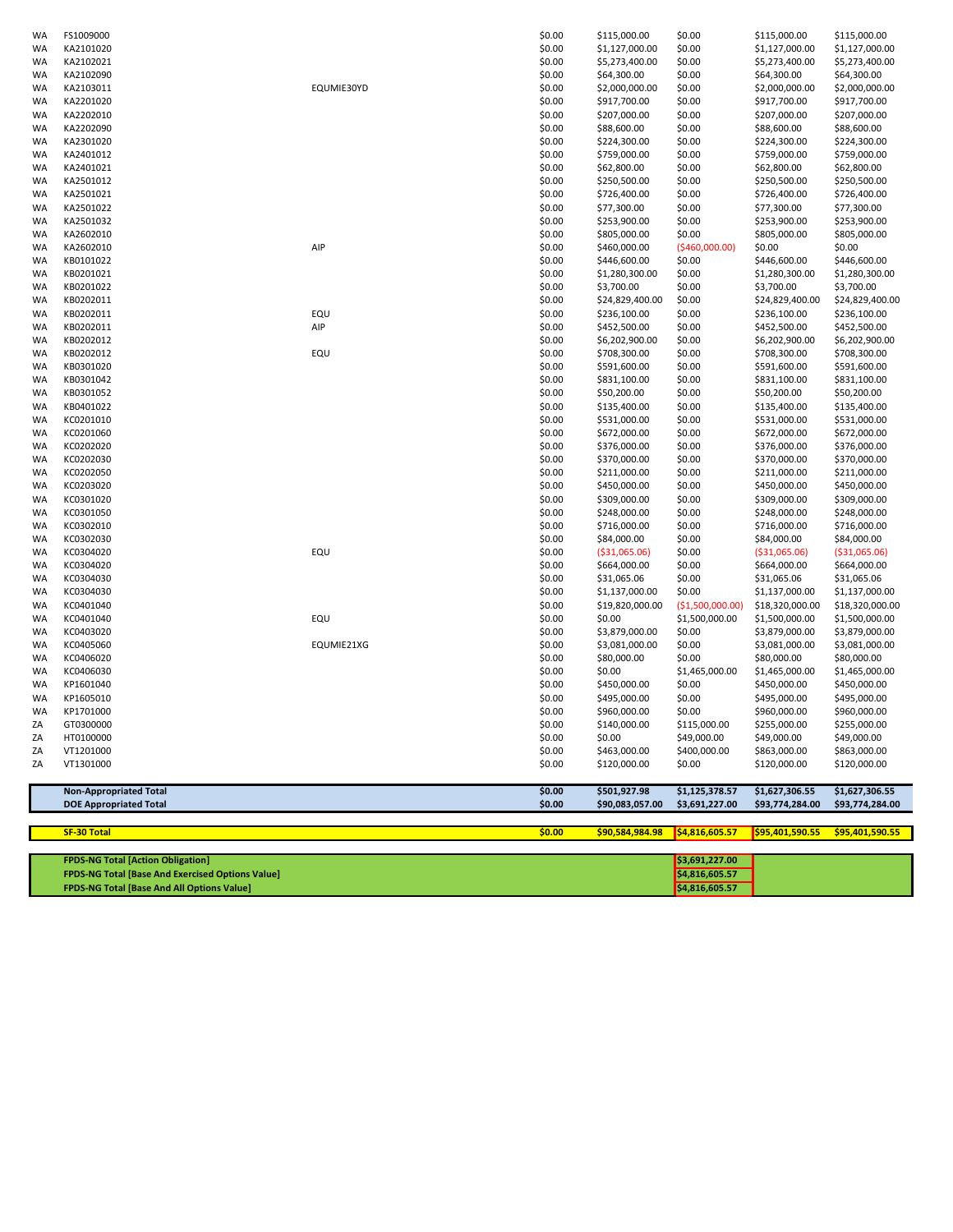| | | | | | | | |
|---|---|---|---|---|---|---|---|
| WA | FS1009000 | | $0.00 | $115,000.00 | $0.00 | $115,000.00 | $115,000.00 |
| WA | KA2101020 | | $0.00 | $1,127,000.00 | $0.00 | $1,127,000.00 | $1,127,000.00 |
| WA | KA2102021 | | $0.00 | $5,273,400.00 | $0.00 | $5,273,400.00 | $5,273,400.00 |
| WA | KA2102090 | | $0.00 | $64,300.00 | $0.00 | $64,300.00 | $64,300.00 |
| WA | KA2103011 | EQUMIE30YD | $0.00 | $2,000,000.00 | $0.00 | $2,000,000.00 | $2,000,000.00 |
| WA | KA2201020 | | $0.00 | $917,700.00 | $0.00 | $917,700.00 | $917,700.00 |
| WA | KA2202010 | | $0.00 | $207,000.00 | $0.00 | $207,000.00 | $207,000.00 |
| WA | KA2202090 | | $0.00 | $88,600.00 | $0.00 | $88,600.00 | $88,600.00 |
| WA | KA2301020 | | $0.00 | $224,300.00 | $0.00 | $224,300.00 | $224,300.00 |
| WA | KA2401012 | | $0.00 | $759,000.00 | $0.00 | $759,000.00 | $759,000.00 |
| WA | KA2401021 | | $0.00 | $62,800.00 | $0.00 | $62,800.00 | $62,800.00 |
| WA | KA2501012 | | $0.00 | $250,500.00 | $0.00 | $250,500.00 | $250,500.00 |
| WA | KA2501021 | | $0.00 | $726,400.00 | $0.00 | $726,400.00 | $726,400.00 |
| WA | KA2501022 | | $0.00 | $77,300.00 | $0.00 | $77,300.00 | $77,300.00 |
| WA | KA2501032 | | $0.00 | $253,900.00 | $0.00 | $253,900.00 | $253,900.00 |
| WA | KA2602010 | | $0.00 | $805,000.00 | $0.00 | $805,000.00 | $805,000.00 |
| WA | KA2602010 | AIP | $0.00 | $460,000.00 | ($460,000.00) | $0.00 | $0.00 |
| WA | KB0101022 | | $0.00 | $446,600.00 | $0.00 | $446,600.00 | $446,600.00 |
| WA | KB0201021 | | $0.00 | $1,280,300.00 | $0.00 | $1,280,300.00 | $1,280,300.00 |
| WA | KB0201022 | | $0.00 | $3,700.00 | $0.00 | $3,700.00 | $3,700.00 |
| WA | KB0202011 | | $0.00 | $24,829,400.00 | $0.00 | $24,829,400.00 | $24,829,400.00 |
| WA | KB0202011 | EQU | $0.00 | $236,100.00 | $0.00 | $236,100.00 | $236,100.00 |
| WA | KB0202011 | AIP | $0.00 | $452,500.00 | $0.00 | $452,500.00 | $452,500.00 |
| WA | KB0202012 | | $0.00 | $6,202,900.00 | $0.00 | $6,202,900.00 | $6,202,900.00 |
| WA | KB0202012 | EQU | $0.00 | $708,300.00 | $0.00 | $708,300.00 | $708,300.00 |
| WA | KB0301020 | | $0.00 | $591,600.00 | $0.00 | $591,600.00 | $591,600.00 |
| WA | KB0301042 | | $0.00 | $831,100.00 | $0.00 | $831,100.00 | $831,100.00 |
| WA | KB0301052 | | $0.00 | $50,200.00 | $0.00 | $50,200.00 | $50,200.00 |
| WA | KB0401022 | | $0.00 | $135,400.00 | $0.00 | $135,400.00 | $135,400.00 |
| WA | KC0201010 | | $0.00 | $531,000.00 | $0.00 | $531,000.00 | $531,000.00 |
| WA | KC0201060 | | $0.00 | $672,000.00 | $0.00 | $672,000.00 | $672,000.00 |
| WA | KC0202020 | | $0.00 | $376,000.00 | $0.00 | $376,000.00 | $376,000.00 |
| WA | KC0202030 | | $0.00 | $370,000.00 | $0.00 | $370,000.00 | $370,000.00 |
| WA | KC0202050 | | $0.00 | $211,000.00 | $0.00 | $211,000.00 | $211,000.00 |
| WA | KC0203020 | | $0.00 | $450,000.00 | $0.00 | $450,000.00 | $450,000.00 |
| WA | KC0301020 | | $0.00 | $309,000.00 | $0.00 | $309,000.00 | $309,000.00 |
| WA | KC0301050 | | $0.00 | $248,000.00 | $0.00 | $248,000.00 | $248,000.00 |
| WA | KC0302010 | | $0.00 | $716,000.00 | $0.00 | $716,000.00 | $716,000.00 |
| WA | KC0302030 | | $0.00 | $84,000.00 | $0.00 | $84,000.00 | $84,000.00 |
| WA | KC0304020 | EQU | $0.00 | ($31,065.06) | $0.00 | ($31,065.06) | ($31,065.06) |
| WA | KC0304020 | | $0.00 | $664,000.00 | $0.00 | $664,000.00 | $664,000.00 |
| WA | KC0304030 | | $0.00 | $31,065.06 | $0.00 | $31,065.06 | $31,065.06 |
| WA | KC0304030 | | $0.00 | $1,137,000.00 | $0.00 | $1,137,000.00 | $1,137,000.00 |
| WA | KC0401040 | | $0.00 | $19,820,000.00 | ($1,500,000.00) | $18,320,000.00 | $18,320,000.00 |
| WA | KC0401040 | EQU | $0.00 | $0.00 | $1,500,000.00 | $1,500,000.00 | $1,500,000.00 |
| WA | KC0403020 | | $0.00 | $3,879,000.00 | $0.00 | $3,879,000.00 | $3,879,000.00 |
| WA | KC0405060 | EQUMIE21XG | $0.00 | $3,081,000.00 | $0.00 | $3,081,000.00 | $3,081,000.00 |
| WA | KC0406020 | | $0.00 | $80,000.00 | $0.00 | $80,000.00 | $80,000.00 |
| WA | KC0406030 | | $0.00 | $0.00 | $1,465,000.00 | $1,465,000.00 | $1,465,000.00 |
| WA | KP1601040 | | $0.00 | $450,000.00 | $0.00 | $450,000.00 | $450,000.00 |
| WA | KP1605010 | | $0.00 | $495,000.00 | $0.00 | $495,000.00 | $495,000.00 |
| WA | KP1701000 | | $0.00 | $960,000.00 | $0.00 | $960,000.00 | $960,000.00 |
| ZA | GT0300000 | | $0.00 | $140,000.00 | $115,000.00 | $255,000.00 | $255,000.00 |
| ZA | HT0100000 | | $0.00 | $0.00 | $49,000.00 | $49,000.00 | $49,000.00 |
| ZA | VT1201000 | | $0.00 | $463,000.00 | $400,000.00 | $863,000.00 | $863,000.00 |
| ZA | VT1301000 | | $0.00 | $120,000.00 | $0.00 | $120,000.00 | $120,000.00 |
| | **Non-Appropriated Total** | | **$0.00** | **$501,927.98** | **$1,125,378.57** | **$1,627,306.55** | **$1,627,306.55** |
| | **DOE Appropriated Total** | | **$0.00** | **$90,083,057.00** | **$3,691,227.00** | **$93,774,284.00** | **$93,774,284.00** |
| | **SF-30 Total** | | **$0.00** | **$90,584,984.98** | **$4,816,605.57** | **$95,401,590.55** | **$95,401,590.55** |
| | **FPDS-NG Total [Action Obligation]** | | | | **$3,691,227.00** | | |
| | **FPDS-NG Total [Base And Exercised Options Value]** | | | | **$4,816,605.57** | | |
| | **FPDS-NG Total [Base And All Options Value]** | | | | **$4,816,605.57** | | |